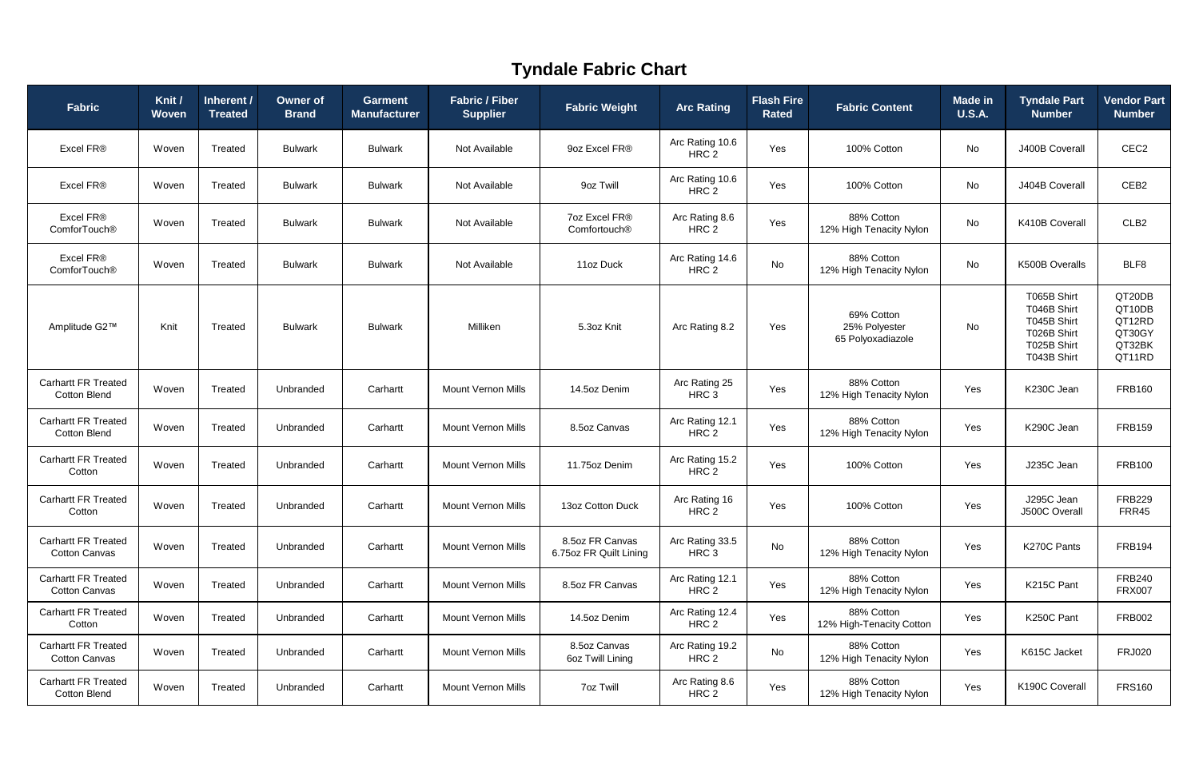# Tyndale Fabric Chart

| Fabric | Knit / Woven | Inherent / Treated | Owner of Brand | Garment Manufacturer | Fabric / Fiber Supplier | Fabric Weight | Arc Rating | Flash Fire Rated | Fabric Content | Made in U.S.A. | Tyndale Part Number | Vendor Part Number |
|---|---|---|---|---|---|---|---|---|---|---|---|---|
| Excel FR® | Woven | Treated | Bulwark | Bulwark | Not Available | 9oz Excel FR® | Arc Rating 10.6 HRC 2 | Yes | 100% Cotton | No | J400B Coverall | CEC2 |
| Excel FR® | Woven | Treated | Bulwark | Bulwark | Not Available | 9oz Twill | Arc Rating 10.6 HRC 2 | Yes | 100% Cotton | No | J404B Coverall | CEB2 |
| Excel FR® ComforTouch® | Woven | Treated | Bulwark | Bulwark | Not Available | 7oz Excel FR® Comfortouch® | Arc Rating 8.6 HRC 2 | Yes | 88% Cotton 12% High Tenacity Nylon | No | K410B Coverall | CLB2 |
| Excel FR® ComforTouch® | Woven | Treated | Bulwark | Bulwark | Not Available | 11oz Duck | Arc Rating 14.6 HRC 2 | No | 88% Cotton 12% High Tenacity Nylon | No | K500B Overalls | BLF8 |
| Amplitude G2™ | Knit | Treated | Bulwark | Bulwark | Milliken | 5.3oz Knit | Arc Rating 8.2 | Yes | 69% Cotton 25% Polyester 65 Polyoxadiazole | No | T065B Shirt T046B Shirt T045B Shirt T026B Shirt T025B Shirt T043B Shirt | QT20DB QT10DB QT12RD QT30GY QT32BK QT11RD |
| Carhartt FR Treated Cotton Blend | Woven | Treated | Unbranded | Carhartt | Mount Vernon Mills | 14.5oz Denim | Arc Rating 25 HRC 3 | Yes | 88% Cotton 12% High Tenacity Nylon | Yes | K230C Jean | FRB160 |
| Carhartt FR Treated Cotton Blend | Woven | Treated | Unbranded | Carhartt | Mount Vernon Mills | 8.5oz Canvas | Arc Rating 12.1 HRC 2 | Yes | 88% Cotton 12% High Tenacity Nylon | Yes | K290C Jean | FRB159 |
| Carhartt FR Treated Cotton | Woven | Treated | Unbranded | Carhartt | Mount Vernon Mills | 11.75oz Denim | Arc Rating 15.2 HRC 2 | Yes | 100% Cotton | Yes | J235C Jean | FRB100 |
| Carhartt FR Treated Cotton | Woven | Treated | Unbranded | Carhartt | Mount Vernon Mills | 13oz Cotton Duck | Arc Rating 16 HRC 2 | Yes | 100% Cotton | Yes | J295C Jean J500C Overall | FRB229 FRR45 |
| Carhartt FR Treated Cotton Canvas | Woven | Treated | Unbranded | Carhartt | Mount Vernon Mills | 8.5oz FR Canvas 6.75oz FR Quilt Lining | Arc Rating 33.5 HRC 3 | No | 88% Cotton 12% High Tenacity Nylon | Yes | K270C Pants | FRB194 |
| Carhartt FR Treated Cotton Canvas | Woven | Treated | Unbranded | Carhartt | Mount Vernon Mills | 8.5oz FR Canvas | Arc Rating 12.1 HRC 2 | Yes | 88% Cotton 12% High Tenacity Nylon | Yes | K215C Pant | FRB240 FRX007 |
| Carhartt FR Treated Cotton | Woven | Treated | Unbranded | Carhartt | Mount Vernon Mills | 14.5oz Denim | Arc Rating 12.4 HRC 2 | Yes | 88% Cotton 12% High-Tenacity Cotton | Yes | K250C Pant | FRB002 |
| Carhartt FR Treated Cotton Canvas | Woven | Treated | Unbranded | Carhartt | Mount Vernon Mills | 8.5oz Canvas 6oz Twill Lining | Arc Rating 19.2 HRC 2 | No | 88% Cotton 12% High Tenacity Nylon | Yes | K615C Jacket | FRJ020 |
| Carhartt FR Treated Cotton Blend | Woven | Treated | Unbranded | Carhartt | Mount Vernon Mills | 7oz Twill | Arc Rating 8.6 HRC 2 | Yes | 88% Cotton 12% High Tenacity Nylon | Yes | K190C Coverall | FRS160 |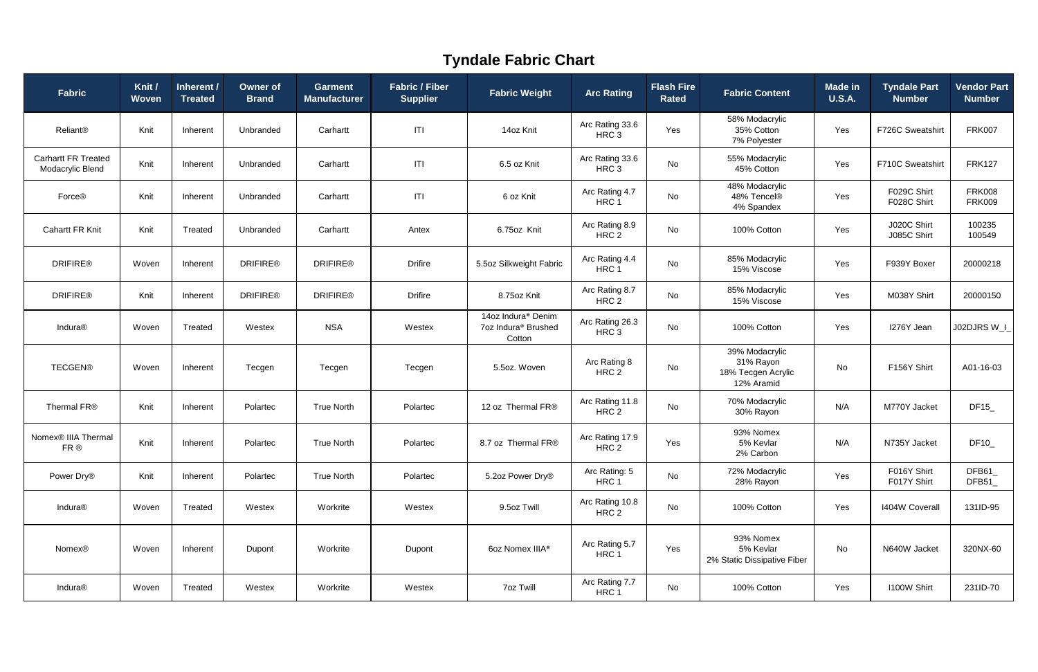# Tyndale Fabric Chart

| Fabric | Knit / Woven | Inherent / Treated | Owner of Brand | Garment Manufacturer | Fabric / Fiber Supplier | Fabric Weight | Arc Rating | Flash Fire Rated | Fabric Content | Made in U.S.A. | Tyndale Part Number | Vendor Part Number |
|---|---|---|---|---|---|---|---|---|---|---|---|---|
| Reliant® | Knit | Inherent | Unbranded | Carhartt | ITI | 14oz Knit | Arc Rating 33.6 HRC 3 | Yes | 58% Modacrylic 35% Cotton 7% Polyester | Yes | F726C Sweatshirt | FRK007 |
| Carhartt FR Treated Modacrylic Blend | Knit | Inherent | Unbranded | Carhartt | ITI | 6.5 oz Knit | Arc Rating 33.6 HRC 3 | No | 55% Modacrylic 45% Cotton | Yes | F710C Sweatshirt | FRK127 |
| Force® | Knit | Inherent | Unbranded | Carhartt | ITI | 6 oz Knit | Arc Rating 4.7 HRC 1 | No | 48% Modacrylic 48% Tencel® 4% Spandex | Yes | F029C Shirt F028C Shirt | FRK008 FRK009 |
| Cahartt FR Knit | Knit | Treated | Unbranded | Carhartt | Antex | 6.75oz Knit | Arc Rating 8.9 HRC 2 | No | 100% Cotton | Yes | J020C Shirt J085C Shirt | 100235 100549 |
| DRIFIRE® | Woven | Inherent | DRIFIRE® | DRIFIRE® | Drifire | 5.5oz Silkweight Fabric | Arc Rating 4.4 HRC 1 | No | 85% Modacrylic 15% Viscose | Yes | F939Y Boxer | 20000218 |
| DRIFIRE® | Knit | Inherent | DRIFIRE® | DRIFIRE® | Drifire | 8.75oz Knit | Arc Rating 8.7 HRC 2 | No | 85% Modacrylic 15% Viscose | Yes | M038Y Shirt | 20000150 |
| Indura® | Woven | Treated | Westex | NSA | Westex | 14oz Indura® Denim 7oz Indura® Brushed Cotton | Arc Rating 26.3 HRC 3 | No | 100% Cotton | Yes | I276Y Jean | J02DJRS W_I_ |
| TECGEN® | Woven | Inherent | Tecgen | Tecgen | Tecgen | 5.5oz. Woven | Arc Rating 8 HRC 2 | No | 39% Modacrylic 31% Rayon 18% Tecgen Acrylic 12% Aramid | No | F156Y Shirt | A01-16-03 |
| Thermal FR® | Knit | Inherent | Polartec | True North | Polartec | 12 oz Thermal FR® | Arc Rating 11.8 HRC 2 | No | 70% Modacrylic 30% Rayon | N/A | M770Y Jacket | DF15_ |
| Nomex® IIIA Thermal FR ® | Knit | Inherent | Polartec | True North | Polartec | 8.7 oz Thermal FR® | Arc Rating 17.9 HRC 2 | Yes | 93% Nomex 5% Kevlar 2% Carbon | N/A | N735Y Jacket | DF10_ |
| Power Dry® | Knit | Inherent | Polartec | True North | Polartec | 5.2oz Power Dry® | Arc Rating: 5 HRC 1 | No | 72% Modacrylic 28% Rayon | Yes | F016Y Shirt F017Y Shirt | DFB61_ DFB51_ |
| Indura® | Woven | Treated | Westex | Workrite | Westex | 9.5oz Twill | Arc Rating 10.8 HRC 2 | No | 100% Cotton | Yes | I404W Coverall | 131ID-95 |
| Nomex® | Woven | Inherent | Dupont | Workrite | Dupont | 6oz Nomex IIIA® | Arc Rating 5.7 HRC 1 | Yes | 93% Nomex 5% Kevlar 2% Static Dissipative Fiber | No | N640W Jacket | 320NX-60 |
| Indura® | Woven | Treated | Westex | Workrite | Westex | 7oz Twill | Arc Rating 7.7 HRC 1 | No | 100% Cotton | Yes | I100W Shirt | 231ID-70 |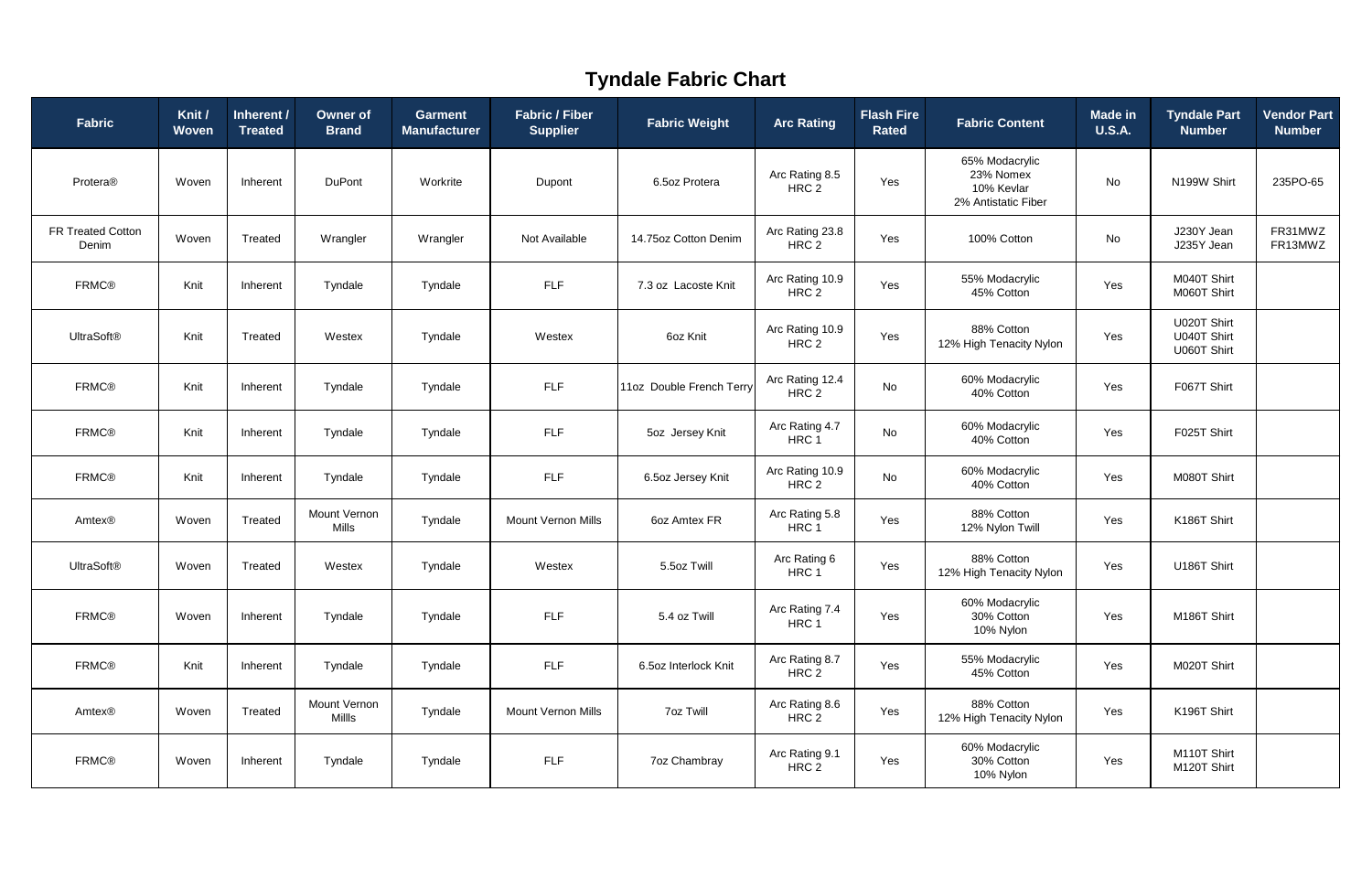# Tyndale Fabric Chart

| Fabric | Knit / Woven | Inherent / Treated | Owner of Brand | Garment Manufacturer | Fabric / Fiber Supplier | Fabric Weight | Arc Rating | Flash Fire Rated | Fabric Content | Made in U.S.A. | Tyndale Part Number | Vendor Part Number |
|---|---|---|---|---|---|---|---|---|---|---|---|---|
| Protera® | Woven | Inherent | DuPont | Workrite | Dupont | 6.5oz Protera | Arc Rating 8.5 HRC 2 | Yes | 65% Modacrylic 23% Nomex 10% Kevlar 2% Antistatic Fiber | No | N199W Shirt | 235PO-65 |
| FR Treated Cotton Denim | Woven | Treated | Wrangler | Wrangler | Not Available | 14.75oz Cotton Denim | Arc Rating 23.8 HRC 2 | Yes | 100% Cotton | No | J230Y Jean J235Y Jean | FR31MWZ FR13MWZ |
| FRMC® | Knit | Inherent | Tyndale | Tyndale | FLF | 7.3 oz Lacoste Knit | Arc Rating 10.9 HRC 2 | Yes | 55% Modacrylic 45% Cotton | Yes | M040T Shirt M060T Shirt | |
| UltraSoft® | Knit | Treated | Westex | Tyndale | Westex | 6oz Knit | Arc Rating 10.9 HRC 2 | Yes | 88% Cotton 12% High Tenacity Nylon | Yes | U020T Shirt U040T Shirt U060T Shirt | |
| FRMC® | Knit | Inherent | Tyndale | Tyndale | FLF | 11oz Double French Terry | Arc Rating 12.4 HRC 2 | No | 60% Modacrylic 40% Cotton | Yes | F067T Shirt | |
| FRMC® | Knit | Inherent | Tyndale | Tyndale | FLF | 5oz Jersey Knit | Arc Rating 4.7 HRC 1 | No | 60% Modacrylic 40% Cotton | Yes | F025T Shirt | |
| FRMC® | Knit | Inherent | Tyndale | Tyndale | FLF | 6.5oz Jersey Knit | Arc Rating 10.9 HRC 2 | No | 60% Modacrylic 40% Cotton | Yes | M080T Shirt | |
| Amtex® | Woven | Treated | Mount Vernon Mills | Tyndale | Mount Vernon Mills | 6oz Amtex FR | Arc Rating 5.8 HRC 1 | Yes | 88% Cotton 12% Nylon Twill | Yes | K186T Shirt | |
| UltraSoft® | Woven | Treated | Westex | Tyndale | Westex | 5.5oz Twill | Arc Rating 6 HRC 1 | Yes | 88% Cotton 12% High Tenacity Nylon | Yes | U186T Shirt | |
| FRMC® | Woven | Inherent | Tyndale | Tyndale | FLF | 5.4 oz Twill | Arc Rating 7.4 HRC 1 | Yes | 60% Modacrylic 30% Cotton 10% Nylon | Yes | M186T Shirt | |
| FRMC® | Knit | Inherent | Tyndale | Tyndale | FLF | 6.5oz Interlock Knit | Arc Rating 8.7 HRC 2 | Yes | 55% Modacrylic 45% Cotton | Yes | M020T Shirt | |
| Amtex® | Woven | Treated | Mount Vernon Millls | Tyndale | Mount Vernon Mills | 7oz Twill | Arc Rating 8.6 HRC 2 | Yes | 88% Cotton 12% High Tenacity Nylon | Yes | K196T Shirt | |
| FRMC® | Woven | Inherent | Tyndale | Tyndale | FLF | 7oz Chambray | Arc Rating 9.1 HRC 2 | Yes | 60% Modacrylic 30% Cotton 10% Nylon | Yes | M110T Shirt M120T Shirt | |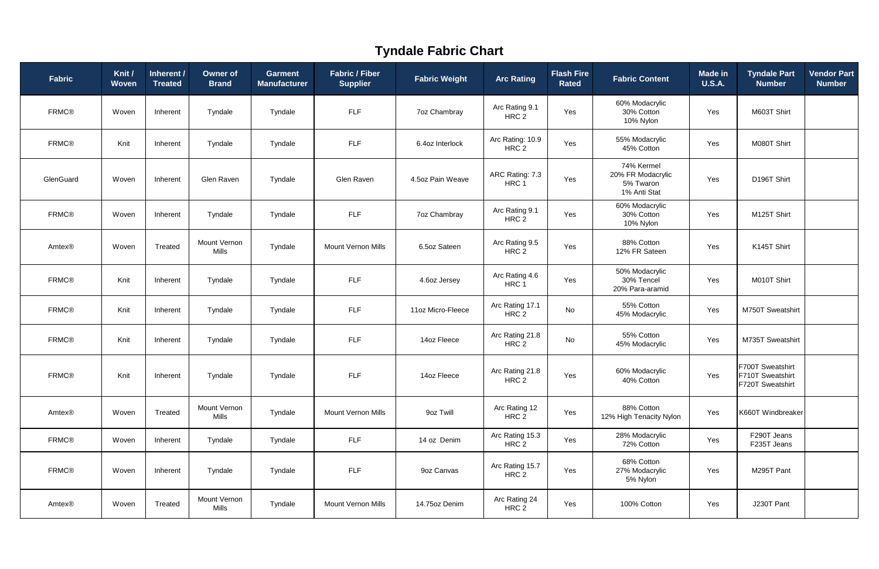# Tyndale Fabric Chart

| Fabric | Knit / Woven | Inherent / Treated | Owner of Brand | Garment Manufacturer | Fabric / Fiber Supplier | Fabric Weight | Arc Rating | Flash Fire Rated | Fabric Content | Made in U.S.A. | Tyndale Part Number | Vendor Part Number |
|---|---|---|---|---|---|---|---|---|---|---|---|---|
| FRMC® | Woven | Inherent | Tyndale | Tyndale | FLF | 7oz Chambray | Arc Rating 9.1 HRC 2 | Yes | 60% Modacrylic 30% Cotton 10% Nylon | Yes | M603T Shirt | |
| FRMC® | Knit | Inherent | Tyndale | Tyndale | FLF | 6.4oz Interlock | Arc Rating: 10.9 HRC 2 | Yes | 55% Modacrylic 45% Cotton | Yes | M080T Shirt | |
| GlenGuard | Woven | Inherent | Glen Raven | Tyndale | Glen Raven | 4.5oz Pain Weave | ARC Rating: 7.3 HRC 1 | Yes | 74% Kermel 20% FR Modacrylic 5% Twaron 1% Anti Stat | Yes | D196T Shirt | |
| FRMC® | Woven | Inherent | Tyndale | Tyndale | FLF | 7oz Chambray | Arc Rating 9.1 HRC 2 | Yes | 60% Modacrylic 30% Cotton 10% Nylon | Yes | M125T Shirt | |
| Amtex® | Woven | Treated | Mount Vernon Mills | Tyndale | Mount Vernon Mills | 6.5oz Sateen | Arc Rating 9.5 HRC 2 | Yes | 88% Cotton 12% FR Sateen | Yes | K145T Shirt | |
| FRMC® | Knit | Inherent | Tyndale | Tyndale | FLF | 4.6oz Jersey | Arc Rating 4.6 HRC 1 | Yes | 50% Modacrylic 30% Tencel 20% Para-aramid | Yes | M010T Shirt | |
| FRMC® | Knit | Inherent | Tyndale | Tyndale | FLF | 11oz Micro-Fleece | Arc Rating 17.1 HRC 2 | No | 55% Cotton 45% Modacrylic | Yes | M750T Sweatshirt | |
| FRMC® | Knit | Inherent | Tyndale | Tyndale | FLF | 14oz Fleece | Arc Rating 21.8 HRC 2 | No | 55% Cotton 45% Modacrylic | Yes | M735T Sweatshirt | |
| FRMC® | Knit | Inherent | Tyndale | Tyndale | FLF | 14oz Fleece | Arc Rating 21.8 HRC 2 | Yes | 60% Modacrylic 40% Cotton | Yes | F700T Sweatshirt F710T Sweatshirt F720T Sweatshirt | |
| Amtex® | Woven | Treated | Mount Vernon Mills | Tyndale | Mount Vernon Mills | 9oz Twill | Arc Rating 12 HRC 2 | Yes | 88% Cotton 12% High Tenacity Nylon | Yes | K660T Windbreaker | |
| FRMC® | Woven | Inherent | Tyndale | Tyndale | FLF | 14 oz Denim | Arc Rating 15.3 HRC 2 | Yes | 28% Modacrylic 72% Cotton | Yes | F290T Jeans F235T Jeans | |
| FRMC® | Woven | Inherent | Tyndale | Tyndale | FLF | 9oz Canvas | Arc Rating 15.7 HRC 2 | Yes | 68% Cotton 27% Modacrylic 5% Nylon | Yes | M295T Pant | |
| Amtex® | Woven | Treated | Mount Vernon Mills | Tyndale | Mount Vernon Mills | 14.75oz Denim | Arc Rating 24 HRC 2 | Yes | 100% Cotton | Yes | J230T Pant | |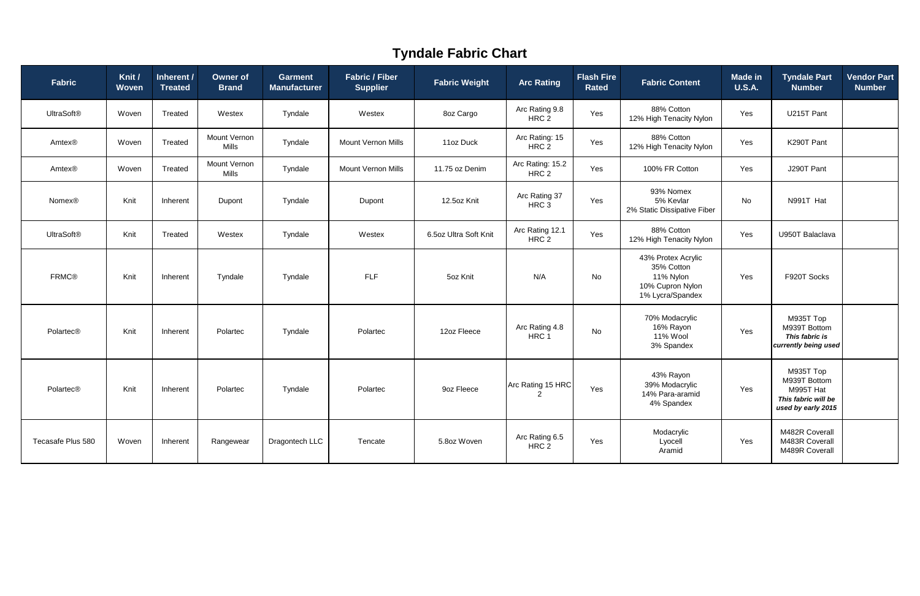# Tyndale Fabric Chart

| Fabric | Knit / Woven | Inherent / Treated | Owner of Brand | Garment Manufacturer | Fabric / Fiber Supplier | Fabric Weight | Arc Rating | Flash Fire Rated | Fabric Content | Made in U.S.A. | Tyndale Part Number | Vendor Part Number |
|---|---|---|---|---|---|---|---|---|---|---|---|---|
| UltraSoft® | Woven | Treated | Westex | Tyndale | Westex | 8oz Cargo | Arc Rating 9.8 HRC 2 | Yes | 88% Cotton<br>12% High Tenacity Nylon | Yes | U215T Pant | |
| Amtex® | Woven | Treated | Mount Vernon Mills | Tyndale | Mount Vernon Mills | 11oz Duck | Arc Rating: 15 HRC 2 | Yes | 88% Cotton<br>12% High Tenacity Nylon | Yes | K290T Pant | |
| Amtex® | Woven | Treated | Mount Vernon Mills | Tyndale | Mount Vernon Mills | 11.75 oz Denim | Arc Rating: 15.2 HRC 2 | Yes | 100% FR Cotton | Yes | J290T Pant | |
| Nomex® | Knit | Inherent | Dupont | Tyndale | Dupont | 12.5oz Knit | Arc Rating 37 HRC 3 | Yes | 93% Nomex<br>5% Kevlar<br>2% Static Dissipative Fiber | No | N991T Hat | |
| UltraSoft® | Knit | Treated | Westex | Tyndale | Westex | 6.5oz Ultra Soft Knit | Arc Rating 12.1 HRC 2 | Yes | 88% Cotton<br>12% High Tenacity Nylon | Yes | U950T Balaclava | |
| FRMC® | Knit | Inherent | Tyndale | Tyndale | FLF | 5oz Knit | N/A | No | 43% Protex Acrylic<br>35% Cotton<br>11% Nylon<br>10% Cupron Nylon<br>1% Lycra/Spandex | Yes | F920T Socks | |
| Polartec® | Knit | Inherent | Polartec | Tyndale | Polartec | 12oz Fleece | Arc Rating 4.8 HRC 1 | No | 70% Modacrylic<br>16% Rayon<br>11% Wool<br>3% Spandex | Yes | M935T Top<br>M939T Bottom<br>***This fabric is currently being used*** | |
| Polartec® | Knit | Inherent | Polartec | Tyndale | Polartec | 9oz Fleece | Arc Rating 15 HRC 2 | Yes | 43% Rayon<br>39% Modacrylic<br>14% Para-aramid<br>4% Spandex | Yes | M935T Top<br>M939T Bottom<br>M995T Hat<br>***This fabric will be used by early 2015*** | |
| Tecasafe Plus 580 | Woven | Inherent | Rangewear | Dragontech LLC | Tencate | 5.8oz Woven | Arc Rating 6.5 HRC 2 | Yes | Modacrylic<br>Lyocell<br>Aramid | Yes | M482R Coverall<br>M483R Coverall<br>M489R Coverall | |